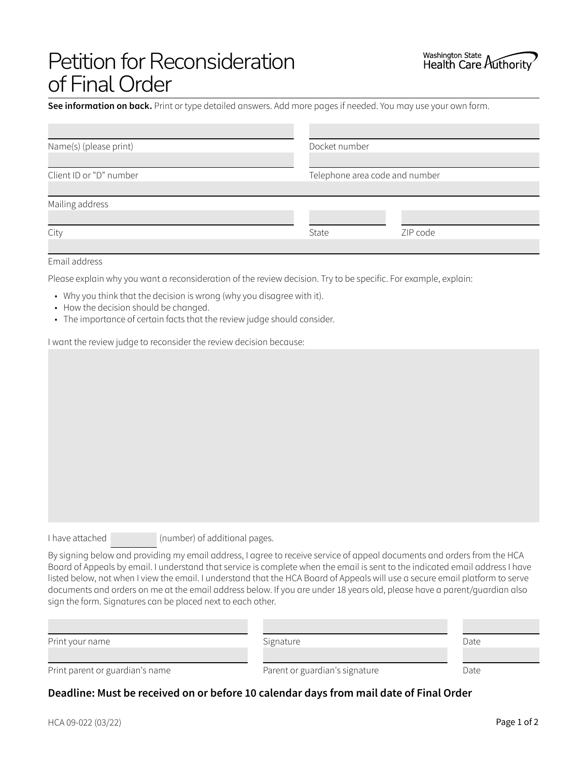# Petition for Reconsideration of Final Order

Washington State Health Care Authority

**See information on back.** Print or type detailed answers. Add more pages if needed. You may use your own form.

| | |
|---|---|
| Name(s) (please print) | Docket number |
| Client ID or "D" number | Telephone area code and number |
| Mailing address | |

| | | |
|---|---|---|
| City | State | ZIP code |
| Email address | | |

Please explain why you want a reconsideration of the review decision. Try to be specific. For example, explain:

- Why you think that the decision is wrong (why you disagree with it).
- How the decision should be changed.
- The importance of certain facts that the review judge should consider.

I want the review judge to reconsider the review decision because:

I have attached ________ (number) of additional pages.

By signing below and providing my email address, I agree to receive service of appeal documents and orders from the HCA Board of Appeals by email. I understand that service is complete when the email is sent to the indicated email address I have listed below, not when I view the email. I understand that the HCA Board of Appeals will use a secure email platform to serve documents and orders on me at the email address below. If you are under 18 years old, please have a parent/guardian also sign the form. Signatures can be placed next to each other.

| | | |
|---|---|---|
| Print your name | Signature | Date |
| Print parent or guardian's name | Parent or guardian's signature | Date |

## Deadline: Must be received on or before 10 calendar days from mail date of Final Order

HCA 09-022 (03/22)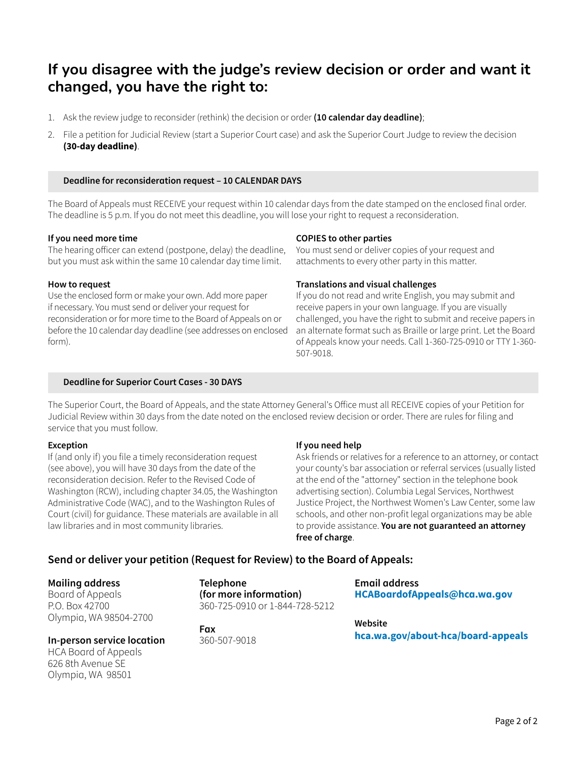# If you disagree with the judge's review decision or order and want it changed, you have the right to:

1. Ask the review judge to reconsider (rethink) the decision or order **(10 calendar day deadline)**;
2. File a petition for Judicial Review (start a Superior Court case) and ask the Superior Court Judge to review the decision **(30-day deadline)**.

## Deadline for reconsideration request – 10 CALENDAR DAYS

The Board of Appeals must RECEIVE your request within 10 calendar days from the date stamped on the enclosed final order. The deadline is 5 p.m. If you do not meet this deadline, you will lose your right to request a reconsideration.

**If you need more time**
The hearing officer can extend (postpone, delay) the deadline, but you must ask within the same 10 calendar day time limit.

**How to request**
Use the enclosed form or make your own. Add more paper if necessary. You must send or deliver your request for reconsideration or for more time to the Board of Appeals on or before the 10 calendar day deadline (see addresses on enclosed form).

**COPIES to other parties**
You must send or deliver copies of your request and attachments to every other party in this matter.

**Translations and visual challenges**
If you do not read and write English, you may submit and receive papers in your own language. If you are visually challenged, you have the right to submit and receive papers in an alternate format such as Braille or large print. Let the Board of Appeals know your needs. Call 1-360-725-0910 or TTY 1-360-507-9018.

## Deadline for Superior Court Cases - 30 DAYS

The Superior Court, the Board of Appeals, and the state Attorney General's Office must all RECEIVE copies of your Petition for Judicial Review within 30 days from the date noted on the enclosed review decision or order. There are rules for filing and service that you must follow.

**Exception**
If (and only if) you file a timely reconsideration request (see above), you will have 30 days from the date of the reconsideration decision. Refer to the Revised Code of Washington (RCW), including chapter 34.05, the Washington Administrative Code (WAC), and to the Washington Rules of Court (civil) for guidance. These materials are available in all law libraries and in most community libraries.

**If you need help**
Ask friends or relatives for a reference to an attorney, or contact your county's bar association or referral services (usually listed at the end of the "attorney" section in the telephone book advertising section). Columbia Legal Services, Northwest Justice Project, the Northwest Women's Law Center, some law schools, and other non-profit legal organizations may be able to provide assistance. **You are not guaranteed an attorney free of charge**.

## Send or deliver your petition (Request for Review) to the Board of Appeals:

**Mailing address**
Board of Appeals
P.O. Box 42700
Olympia, WA 98504-2700

**In-person service location**
HCA Board of Appeals
626 8th Avenue SE
Olympia, WA 98501

**Telephone (for more information)**
360-725-0910 or 1-844-728-5212

**Fax**
360-507-9018

**Email address**
**HCABoardofAppeals@hca.wa.gov**

**Website**
**hca.wa.gov/about-hca/board-appeals**